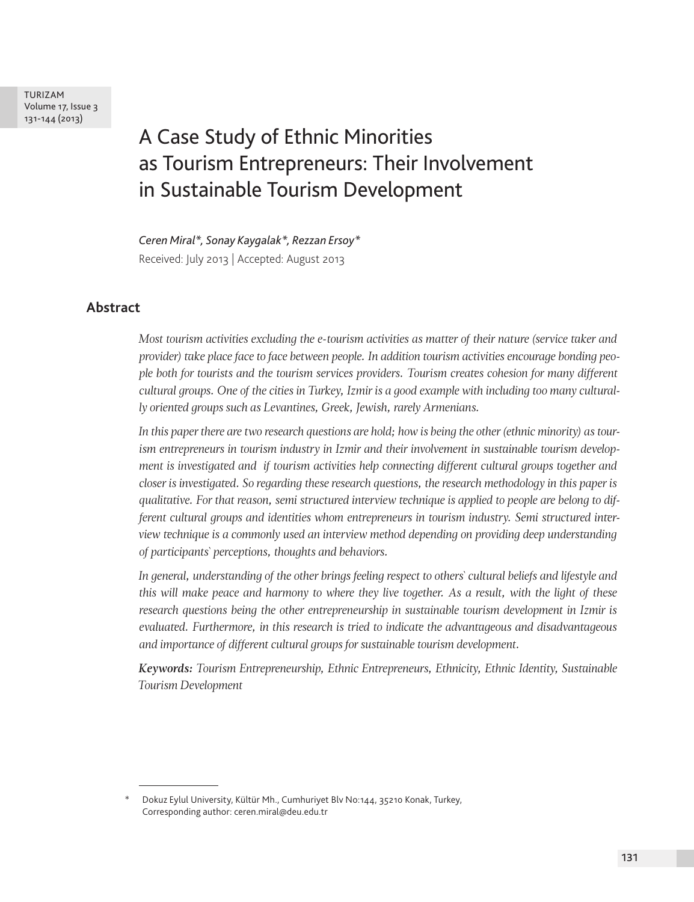# A Case Study of Ethnic Minorities as Tourism Entrepreneurs: Their Involvement in Sustainable Tourism Development

*Ceren Miral\*, Sonay Kaygalak\*, Rezzan Ersoy\**

Received: July 2013 | Accepted: August 2013

## Abstract

*Most tourism activities excluding the e-tourism activities as matter of their nature (service taker and provider) take place face to face between people. In addition tourism activities encourage bonding people both for tourists and the tourism services providers. Tourism creates cohesion for many different cultural groups. One of the cities in Turkey, Izmir is a good example with including too many culturally oriented groups such as Levantines, Greek, Jewish, rarely Armenians.*

*In this paper there are two research questions are hold; how is being the other (ethnic minority) as tourism entrepreneurs in tourism industry in Izmir and their involvement in sustainable tourism development is investigated and if tourism activities help connecting different cultural groups together and closer is investigated. So regarding these research questions, the research methodology in this paper is qualitative. For that reason, semi structured interview technique is applied to people are belong to different cultural groups and identities whom entrepreneurs in tourism industry. Semi structured interview technique is a commonly used an interview method depending on providing deep understanding of participants` perceptions, thoughts and behaviors.*

*In general, understanding of the other brings feeling respect to others` cultural beliefs and lifestyle and this will make peace and harmony to where they live together. As a result, with the light of these research questions being the other entrepreneurship in sustainable tourism development in Izmir is evaluated. Furthermore, in this research is tried to indicate the advantageous and disadvantageous and importance of different cultural groups for sustainable tourism development.*

***Keywords:*** *Tourism Entrepreneurship, Ethnic Entrepreneurs, Ethnicity, Ethnic Identity, Sustainable Tourism Development*

---

\* Dokuz Eylul University, Kültür Mh., Cumhuriyet Blv No:144, 35210 Konak, Turkey, Corresponding author: ceren.miral@deu.edu.tr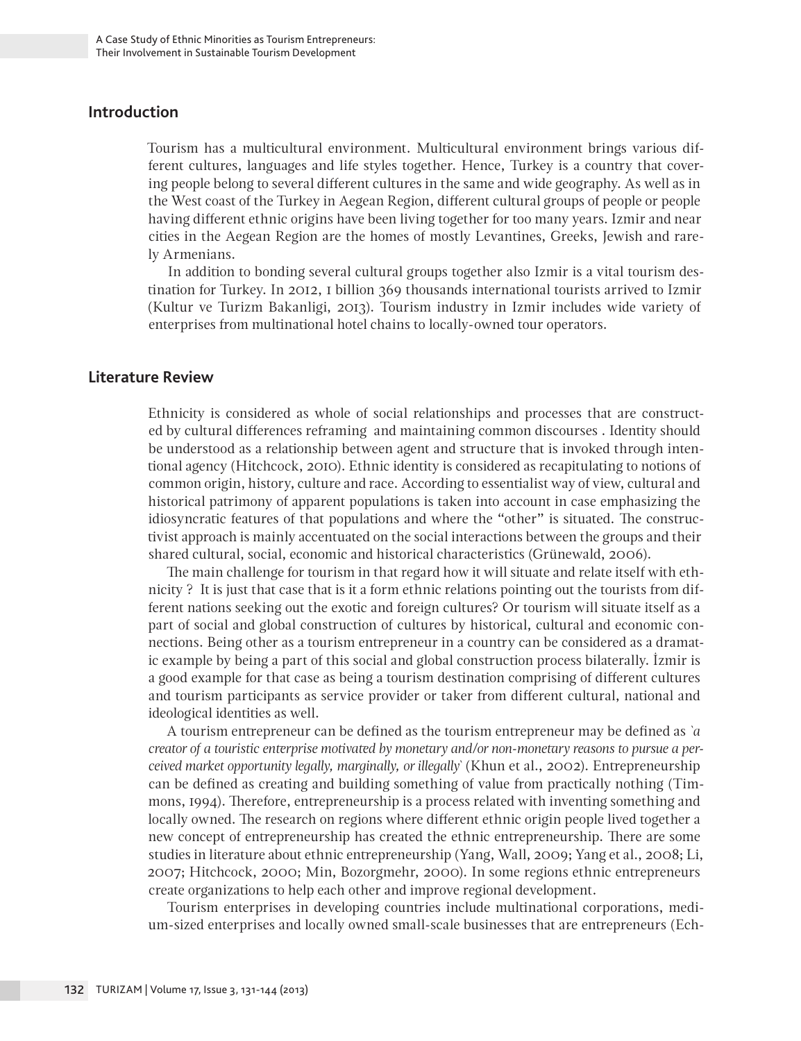## Introduction

Tourism has a multicultural environment. Multicultural environment brings various different cultures, languages and life styles together. Hence, Turkey is a country that covering people belong to several different cultures in the same and wide geography. As well as in the West coast of the Turkey in Aegean Region, different cultural groups of people or people having different ethnic origins have been living together for too many years. Izmir and near cities in the Aegean Region are the homes of mostly Levantines, Greeks, Jewish and rarely Armenians.

In addition to bonding several cultural groups together also Izmir is a vital tourism destination for Turkey. In 2012, 1 billion 369 thousands international tourists arrived to Izmir (Kultur ve Turizm Bakanligi, 2013). Tourism industry in Izmir includes wide variety of enterprises from multinational hotel chains to locally-owned tour operators.

## Literature Review

Ethnicity is considered as whole of social relationships and processes that are constructed by cultural differences reframing and maintaining common discourses . Identity should be understood as a relationship between agent and structure that is invoked through intentional agency (Hitchcock, 2010). Ethnic identity is considered as recapitulating to notions of common origin, history, culture and race. According to essentialist way of view, cultural and historical patrimony of apparent populations is taken into account in case emphasizing the idiosyncratic features of that populations and where the "other" is situated. The constructivist approach is mainly accentuated on the social interactions between the groups and their shared cultural, social, economic and historical characteristics (Grünewald, 2006).

The main challenge for tourism in that regard how it will situate and relate itself with ethnicity ? It is just that case that is it a form ethnic relations pointing out the tourists from different nations seeking out the exotic and foreign cultures? Or tourism will situate itself as a part of social and global construction of cultures by historical, cultural and economic connections. Being other as a tourism entrepreneur in a country can be considered as a dramatic example by being a part of this social and global construction process bilaterally. İzmir is a good example for that case as being a tourism destination comprising of different cultures and tourism participants as service provider or taker from different cultural, national and ideological identities as well.

A tourism entrepreneur can be defined as the tourism entrepreneur may be defined as *`a creator of a touristic enterprise motivated by monetary and/or non-monetary reasons to pursue a perceived market opportunity legally, marginally, or illegally`* (Khun et al., 2002). Entrepreneurship can be defined as creating and building something of value from practically nothing (Timmons, 1994). Therefore, entrepreneurship is a process related with inventing something and locally owned. The research on regions where different ethnic origin people lived together a new concept of entrepreneurship has created the ethnic entrepreneurship. There are some studies in literature about ethnic entrepreneurship (Yang, Wall, 2009; Yang et al., 2008; Li, 2007; Hitchcock, 2000; Min, Bozorgmehr, 2000). In some regions ethnic entrepreneurs create organizations to help each other and improve regional development.

Tourism enterprises in developing countries include multinational corporations, medium-sized enterprises and locally owned small-scale businesses that are entrepreneurs (Ech-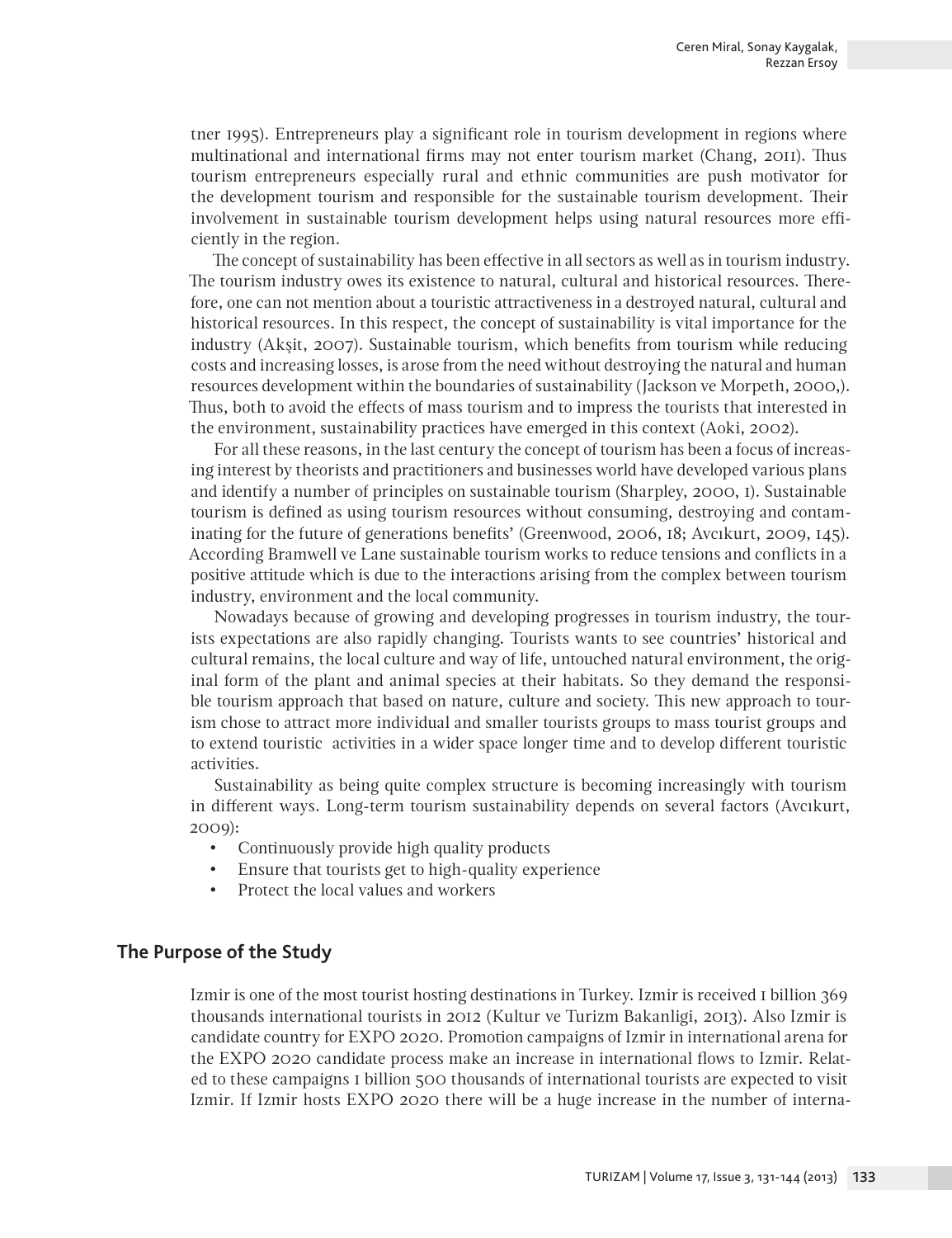tner 1995). Entrepreneurs play a significant role in tourism development in regions where multinational and international firms may not enter tourism market (Chang, 2011). Thus tourism entrepreneurs especially rural and ethnic communities are push motivator for the development tourism and responsible for the sustainable tourism development. Their involvement in sustainable tourism development helps using natural resources more efficiently in the region.

The concept of sustainability has been effective in all sectors as well as in tourism industry. The tourism industry owes its existence to natural, cultural and historical resources. Therefore, one can not mention about a touristic attractiveness in a destroyed natural, cultural and historical resources. In this respect, the concept of sustainability is vital importance for the industry (Akşit, 2007). Sustainable tourism, which benefits from tourism while reducing costs and increasing losses, is arose from the need without destroying the natural and human resources development within the boundaries of sustainability (Jackson ve Morpeth, 2000,). Thus, both to avoid the effects of mass tourism and to impress the tourists that interested in the environment, sustainability practices have emerged in this context (Aoki, 2002).

For all these reasons, in the last century the concept of tourism has been a focus of increasing interest by theorists and practitioners and businesses world have developed various plans and identify a number of principles on sustainable tourism (Sharpley, 2000, 1). Sustainable tourism is defined as using tourism resources without consuming, destroying and contaminating for the future of generations benefits' (Greenwood, 2006, 18; Avcıkurt, 2009, 145). According Bramwell ve Lane sustainable tourism works to reduce tensions and conflicts in a positive attitude which is due to the interactions arising from the complex between tourism industry, environment and the local community.

Nowadays because of growing and developing progresses in tourism industry, the tourists expectations are also rapidly changing. Tourists wants to see countries' historical and cultural remains, the local culture and way of life, untouched natural environment, the original form of the plant and animal species at their habitats. So they demand the responsible tourism approach that based on nature, culture and society. This new approach to tourism chose to attract more individual and smaller tourists groups to mass tourist groups and to extend touristic activities in a wider space longer time and to develop different touristic activities.

Sustainability as being quite complex structure is becoming increasingly with tourism in different ways. Long-term tourism sustainability depends on several factors (Avcıkurt, 2009):

- Continuously provide high quality products
- Ensure that tourists get to high-quality experience
- Protect the local values and workers

## The Purpose of the Study

Izmir is one of the most tourist hosting destinations in Turkey. Izmir is received 1 billion 369 thousands international tourists in 2012 (Kultur ve Turizm Bakanligi, 2013). Also Izmir is candidate country for EXPO 2020. Promotion campaigns of Izmir in international arena for the EXPO 2020 candidate process make an increase in international flows to Izmir. Related to these campaigns 1 billion 500 thousands of international tourists are expected to visit Izmir. If Izmir hosts EXPO 2020 there will be a huge increase in the number of interna-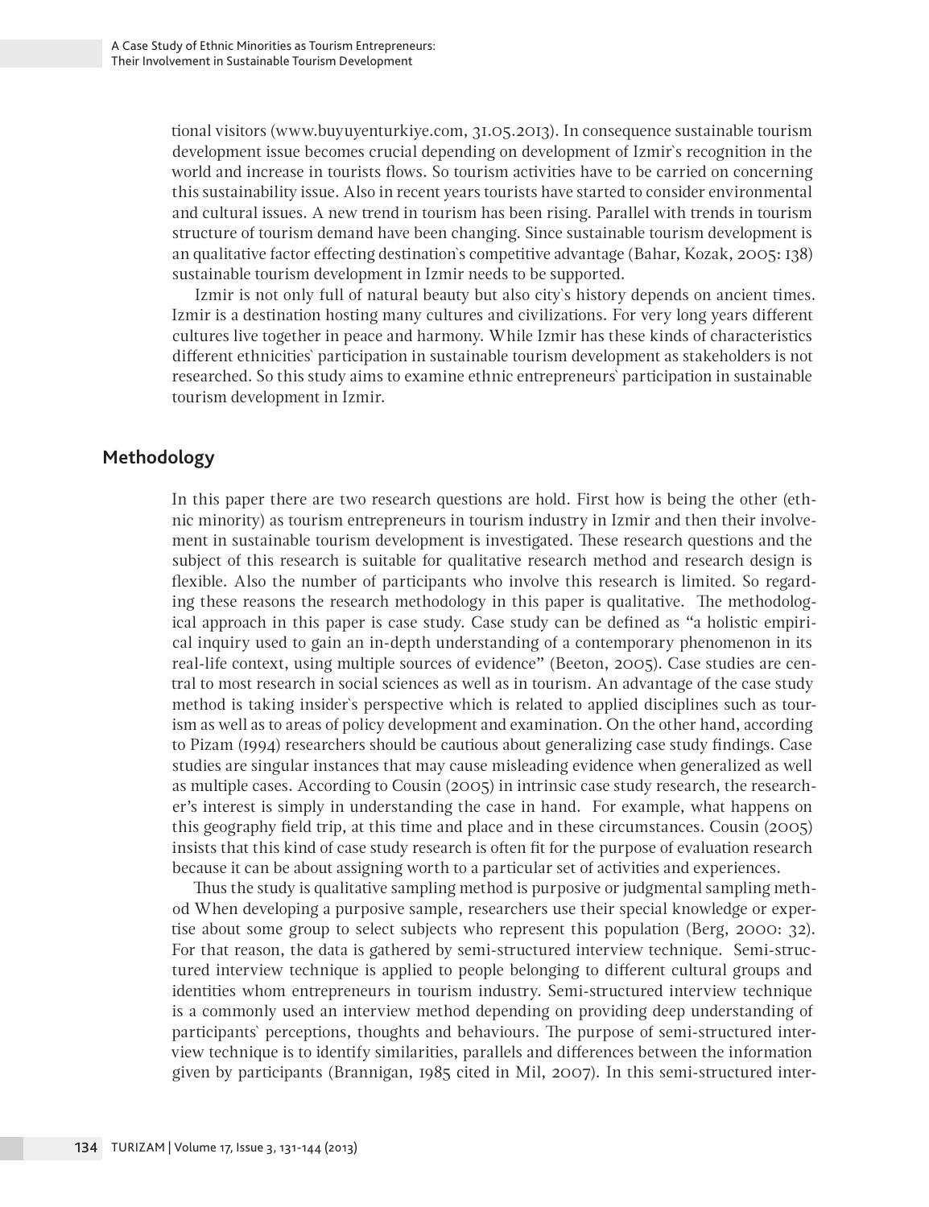tional visitors (www.buyuyenturkiye.com, 31.05.2013). In consequence sustainable tourism development issue becomes crucial depending on development of Izmir`s recognition in the world and increase in tourists flows. So tourism activities have to be carried on concerning this sustainability issue. Also in recent years tourists have started to consider environmental and cultural issues. A new trend in tourism has been rising. Parallel with trends in tourism structure of tourism demand have been changing. Since sustainable tourism development is an qualitative factor effecting destination`s competitive advantage (Bahar, Kozak, 2005: 138) sustainable tourism development in Izmir needs to be supported.

Izmir is not only full of natural beauty but also city`s history depends on ancient times. Izmir is a destination hosting many cultures and civilizations. For very long years different cultures live together in peace and harmony. While Izmir has these kinds of characteristics different ethnicities` participation in sustainable tourism development as stakeholders is not researched. So this study aims to examine ethnic entrepreneurs` participation in sustainable tourism development in Izmir.

## Methodology

In this paper there are two research questions are hold. First how is being the other (ethnic minority) as tourism entrepreneurs in tourism industry in Izmir and then their involvement in sustainable tourism development is investigated. These research questions and the subject of this research is suitable for qualitative research method and research design is flexible. Also the number of participants who involve this research is limited. So regarding these reasons the research methodology in this paper is qualitative. The methodological approach in this paper is case study. Case study can be defined as "a holistic empirical inquiry used to gain an in-depth understanding of a contemporary phenomenon in its real-life context, using multiple sources of evidence" (Beeton, 2005). Case studies are central to most research in social sciences as well as in tourism. An advantage of the case study method is taking insider`s perspective which is related to applied disciplines such as tourism as well as to areas of policy development and examination. On the other hand, according to Pizam (1994) researchers should be cautious about generalizing case study findings. Case studies are singular instances that may cause misleading evidence when generalized as well as multiple cases. According to Cousin (2005) in intrinsic case study research, the researcher's interest is simply in understanding the case in hand. For example, what happens on this geography field trip, at this time and place and in these circumstances. Cousin (2005) insists that this kind of case study research is often fit for the purpose of evaluation research because it can be about assigning worth to a particular set of activities and experiences.

Thus the study is qualitative sampling method is purposive or judgmental sampling method When developing a purposive sample, researchers use their special knowledge or expertise about some group to select subjects who represent this population (Berg, 2000: 32). For that reason, the data is gathered by semi-structured interview technique. Semi-structured interview technique is applied to people belonging to different cultural groups and identities whom entrepreneurs in tourism industry. Semi-structured interview technique is a commonly used an interview method depending on providing deep understanding of participants` perceptions, thoughts and behaviours. The purpose of semi-structured interview technique is to identify similarities, parallels and differences between the information given by participants (Brannigan, 1985 cited in Mil, 2007). In this semi-structured inter-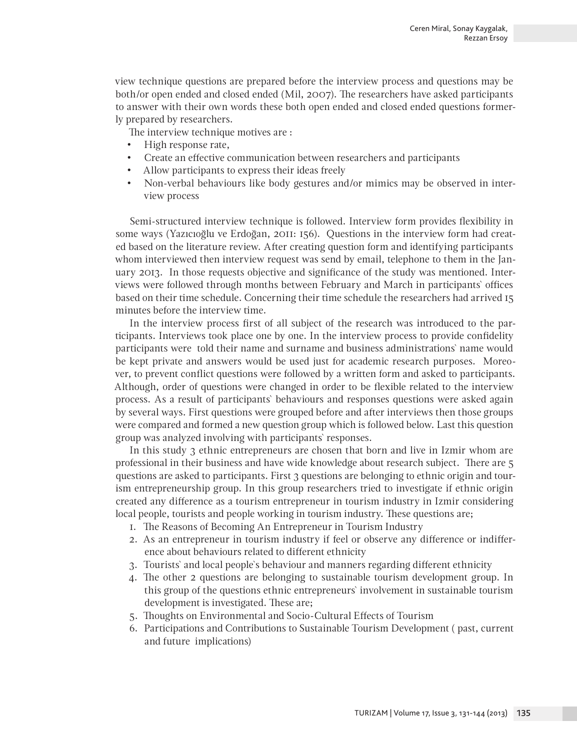view technique questions are prepared before the interview process and questions may be both/or open ended and closed ended (Mil, 2007). The researchers have asked participants to answer with their own words these both open ended and closed ended questions formerly prepared by researchers.

The interview technique motives are :

- High response rate,
- Create an effective communication between researchers and participants
- Allow participants to express their ideas freely
- Non-verbal behaviours like body gestures and/or mimics may be observed in interview process

Semi-structured interview technique is followed. Interview form provides flexibility in some ways (Yazıcıoğlu ve Erdoğan, 2011: 156). Questions in the interview form had created based on the literature review. After creating question form and identifying participants whom interviewed then interview request was send by email, telephone to them in the January 2013. In those requests objective and significance of the study was mentioned. Interviews were followed through months between February and March in participants` offices based on their time schedule. Concerning their time schedule the researchers had arrived 15 minutes before the interview time.

In the interview process first of all subject of the research was introduced to the participants. Interviews took place one by one. In the interview process to provide confidelity participants were told their name and surname and business administrations` name would be kept private and answers would be used just for academic research purposes. Moreover, to prevent conflict questions were followed by a written form and asked to participants. Although, order of questions were changed in order to be flexible related to the interview process. As a result of participants` behaviours and responses questions were asked again by several ways. First questions were grouped before and after interviews then those groups were compared and formed a new question group which is followed below. Last this question group was analyzed involving with participants` responses.

In this study 3 ethnic entrepreneurs are chosen that born and live in Izmir whom are professional in their business and have wide knowledge about research subject. There are 5 questions are asked to participants. First 3 questions are belonging to ethnic origin and tourism entrepreneurship group. In this group researchers tried to investigate if ethnic origin created any difference as a tourism entrepreneur in tourism industry in Izmir considering local people, tourists and people working in tourism industry. These questions are;

1. The Reasons of Becoming An Entrepreneur in Tourism Industry
2. As an entrepreneur in tourism industry if feel or observe any difference or indifference about behaviours related to different ethnicity
3. Tourists` and local people`s behaviour and manners regarding different ethnicity
4. The other 2 questions are belonging to sustainable tourism development group. In this group of the questions ethnic entrepreneurs` involvement in sustainable tourism development is investigated. These are;
5. Thoughts on Environmental and Socio-Cultural Effects of Tourism
6. Participations and Contributions to Sustainable Tourism Development ( past, current and future implications)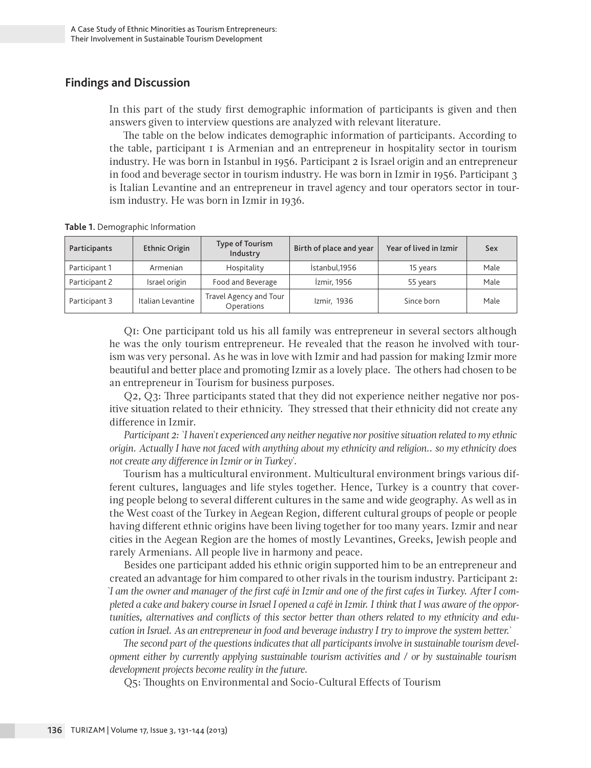## Findings and Discussion

In this part of the study first demographic information of participants is given and then answers given to interview questions are analyzed with relevant literature.

The table on the below indicates demographic information of participants. According to the table, participant 1 is Armenian and an entrepreneur in hospitality sector in tourism industry. He was born in Istanbul in 1956. Participant 2 is Israel origin and an entrepreneur in food and beverage sector in tourism industry. He was born in Izmir in 1956. Participant 3 is Italian Levantine and an entrepreneur in travel agency and tour operators sector in tourism industry. He was born in Izmir in 1936.

**Table 1.** Demographic Information

| Participants | Ethnic Origin | Type of Tourism Industry | Birth of place and year | Year of lived in Izmir | Sex |
|---|---|---|---|---|---|
| Participant 1 | Armenian | Hospitality | İstanbul,1956 | 15 years | Male |
| Participant 2 | Israel origin | Food and Beverage | İzmir, 1956 | 55 years | Male |
| Participant 3 | Italian Levantine | Travel Agency and Tour Operations | Izmir, 1936 | Since born | Male |

Q1: One participant told us his all family was entrepreneur in several sectors although he was the only tourism entrepreneur. He revealed that the reason he involved with tourism was very personal. As he was in love with Izmir and had passion for making Izmir more beautiful and better place and promoting Izmir as a lovely place. The others had chosen to be an entrepreneur in Tourism for business purposes.

Q2, Q3: Three participants stated that they did not experience neither negative nor positive situation related to their ethnicity. They stressed that their ethnicity did not create any difference in Izmir.

*Participant 2: `I haven`t experienced any neither negative nor positive situation related to my ethnic origin. Actually I have not faced with anything about my ethnicity and religion.. so my ethnicity does not create any difference in Izmir or in Turkey`.*

Tourism has a multicultural environment. Multicultural environment brings various different cultures, languages and life styles together. Hence, Turkey is a country that covering people belong to several different cultures in the same and wide geography. As well as in the West coast of the Turkey in Aegean Region, different cultural groups of people or people having different ethnic origins have been living together for too many years. Izmir and near cities in the Aegean Region are the homes of mostly Levantines, Greeks, Jewish people and rarely Armenians. All people live in harmony and peace.

Besides one participant added his ethnic origin supported him to be an entrepreneur and created an advantage for him compared to other rivals in the tourism industry. Participant 2: *`I am the owner and manager of the first café in Izmir and one of the first cafes in Turkey. After I completed a cake and bakery course in Israel I opened a café in Izmir. I think that I was aware of the opportunities, alternatives and conflicts of this sector better than others related to my ethnicity and education in Israel. As an entrepreneur in food and beverage industry I try to improve the system better.`*

*The second part of the questions indicates that all participants involve in sustainable tourism development either by currently applying sustainable tourism activities and / or by sustainable tourism development projects become reality in the future.*

Q5: Thoughts on Environmental and Socio-Cultural Effects of Tourism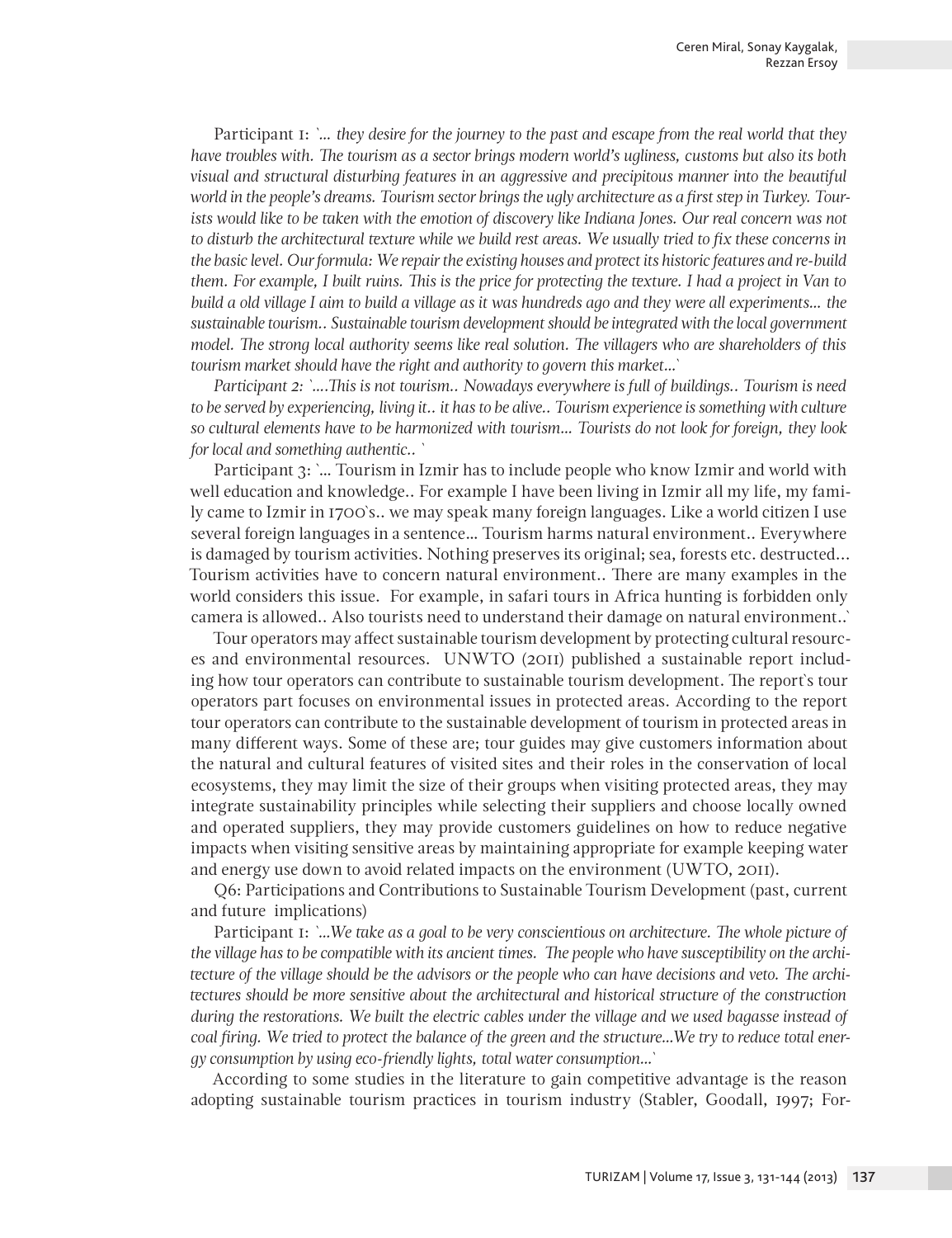Participant 1: `*... they desire for the journey to the past and escape from the real world that they have troubles with. The tourism as a sector brings modern world's ugliness, customs but also its both visual and structural disturbing features in an aggressive and precipitous manner into the beautiful world in the people's dreams. Tourism sector brings the ugly architecture as a first step in Turkey. Tourists would like to be taken with the emotion of discovery like Indiana Jones. Our real concern was not to disturb the architectural texture while we build rest areas. We usually tried to fix these concerns in the basic level. Our formula: We repair the existing houses and protect its historic features and re-build them. For example, I built ruins. This is the price for protecting the texture. I had a project in Van to build a old village I aim to build a village as it was hundreds ago and they were all experiments... the sustainable tourism.. Sustainable tourism development should be integrated with the local government model. The strong local authority seems like real solution. The villagers who are shareholders of this tourism market should have the right and authority to govern this market...*`

*Participant 2: `....This is not tourism.. Nowadays everywhere is full of buildings.. Tourism is need to be served by experiencing, living it.. it has to be alive.. Tourism experience is something with culture so cultural elements have to be harmonized with tourism... Tourists do not look for foreign, they look for local and something authentic..* `

Participant 3: `... Tourism in Izmir has to include people who know Izmir and world with well education and knowledge.. For example I have been living in Izmir all my life, my family came to Izmir in 1700`s.. we may speak many foreign languages. Like a world citizen I use several foreign languages in a sentence... Tourism harms natural environment.. Everywhere is damaged by tourism activities. Nothing preserves its original; sea, forests etc. destructed... Tourism activities have to concern natural environment.. There are many examples in the world considers this issue. For example, in safari tours in Africa hunting is forbidden only camera is allowed.. Also tourists need to understand their damage on natural environment..`

Tour operators may affect sustainable tourism development by protecting cultural resources and environmental resources. UNWTO (2011) published a sustainable report including how tour operators can contribute to sustainable tourism development. The report`s tour operators part focuses on environmental issues in protected areas. According to the report tour operators can contribute to the sustainable development of tourism in protected areas in many different ways. Some of these are; tour guides may give customers information about the natural and cultural features of visited sites and their roles in the conservation of local ecosystems, they may limit the size of their groups when visiting protected areas, they may integrate sustainability principles while selecting their suppliers and choose locally owned and operated suppliers, they may provide customers guidelines on how to reduce negative impacts when visiting sensitive areas by maintaining appropriate for example keeping water and energy use down to avoid related impacts on the environment (UWTO, 2011).

Q6: Participations and Contributions to Sustainable Tourism Development (past, current and future implications)

Participant 1: `*...We take as a goal to be very conscientious on architecture. The whole picture of the village has to be compatible with its ancient times. The people who have susceptibility on the architecture of the village should be the advisors or the people who can have decisions and veto. The architectures should be more sensitive about the architectural and historical structure of the construction during the restorations. We built the electric cables under the village and we used bagasse instead of coal firing. We tried to protect the balance of the green and the structure...We try to reduce total energy consumption by using eco-friendly lights, total water consumption...*`

According to some studies in the literature to gain competitive advantage is the reason adopting sustainable tourism practices in tourism industry (Stabler, Goodall, 1997; For-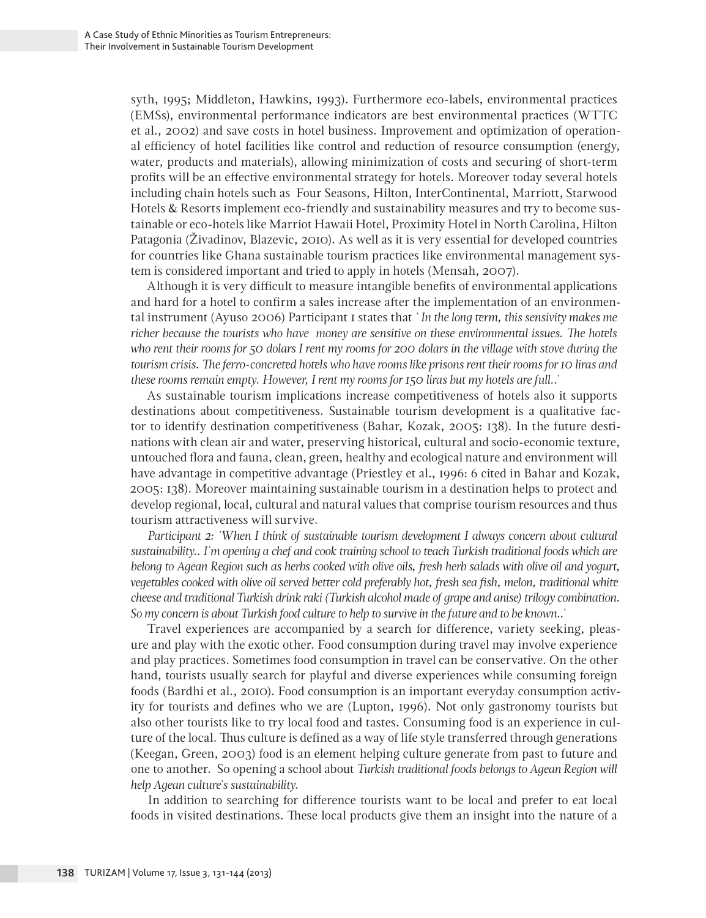syth, 1995; Middleton, Hawkins, 1993). Furthermore eco-labels, environmental practices (EMSs), environmental performance indicators are best environmental practices (WTTC et al., 2002) and save costs in hotel business. Improvement and optimization of operational efficiency of hotel facilities like control and reduction of resource consumption (energy, water, products and materials), allowing minimization of costs and securing of short-term profits will be an effective environmental strategy for hotels. Moreover today several hotels including chain hotels such as Four Seasons, Hilton, InterContinental, Marriott, Starwood Hotels & Resorts implement eco-friendly and sustainability measures and try to become sustainable or eco-hotels like Marriot Hawaii Hotel, Proximity Hotel in North Carolina, Hilton Patagonia (Živadinov, Blazevic, 2010). As well as it is very essential for developed countries for countries like Ghana sustainable tourism practices like environmental management system is considered important and tried to apply in hotels (Mensah, 2007).

Although it is very difficult to measure intangible benefits of environmental applications and hard for a hotel to confirm a sales increase after the implementation of an environmental instrument (Ayuso 2006) Participant 1 states that *`In the long term, this sensivity makes me richer because the tourists who have money are sensitive on these environmental issues. The hotels who rent their rooms for 50 dollars I rent my rooms for 200 dollars in the village with stove during the tourism crisis. The ferro-concreted hotels who have rooms like prisons rent their rooms for 10 liras and these rooms remain empty. However, I rent my rooms for 150 liras but my hotels are full..`*

As sustainable tourism implications increase competitiveness of hotels also it supports destinations about competitiveness. Sustainable tourism development is a qualitative factor to identify destination competitiveness (Bahar, Kozak, 2005: 138). In the future destinations with clean air and water, preserving historical, cultural and socio-economic texture, untouched flora and fauna, clean, green, healthy and ecological nature and environment will have advantage in competitive advantage (Priestley et al., 1996: 6 cited in Bahar and Kozak, 2005: 138). Moreover maintaining sustainable tourism in a destination helps to protect and develop regional, local, cultural and natural values that comprise tourism resources and thus tourism attractiveness will survive.

*Participant 2: `When I think of sustainable tourism development I always concern about cultural sustainability.. I`m opening a chef and cook training school to teach Turkish traditional foods which are belong to Agean Region such as herbs cooked with olive oils, fresh herb salads with olive oil and yogurt, vegetables cooked with olive oil served better cold preferably hot, fresh sea fish, melon, traditional white cheese and traditional Turkish drink raki (Turkish alcohol made of grape and anise) trilogy combination. So my concern is about Turkish food culture to help to survive in the future and to be known..`*

Travel experiences are accompanied by a search for difference, variety seeking, pleasure and play with the exotic other. Food consumption during travel may involve experience and play practices. Sometimes food consumption in travel can be conservative. On the other hand, tourists usually search for playful and diverse experiences while consuming foreign foods (Bardhi et al., 2010). Food consumption is an important everyday consumption activity for tourists and defines who we are (Lupton, 1996). Not only gastronomy tourists but also other tourists like to try local food and tastes. Consuming food is an experience in culture of the local. Thus culture is defined as a way of life style transferred through generations (Keegan, Green, 2003) food is an element helping culture generate from past to future and one to another. So opening a school about *Turkish traditional foods belongs to Agean Region will help Agean culture`s sustainability.*

In addition to searching for difference tourists want to be local and prefer to eat local foods in visited destinations. These local products give them an insight into the nature of a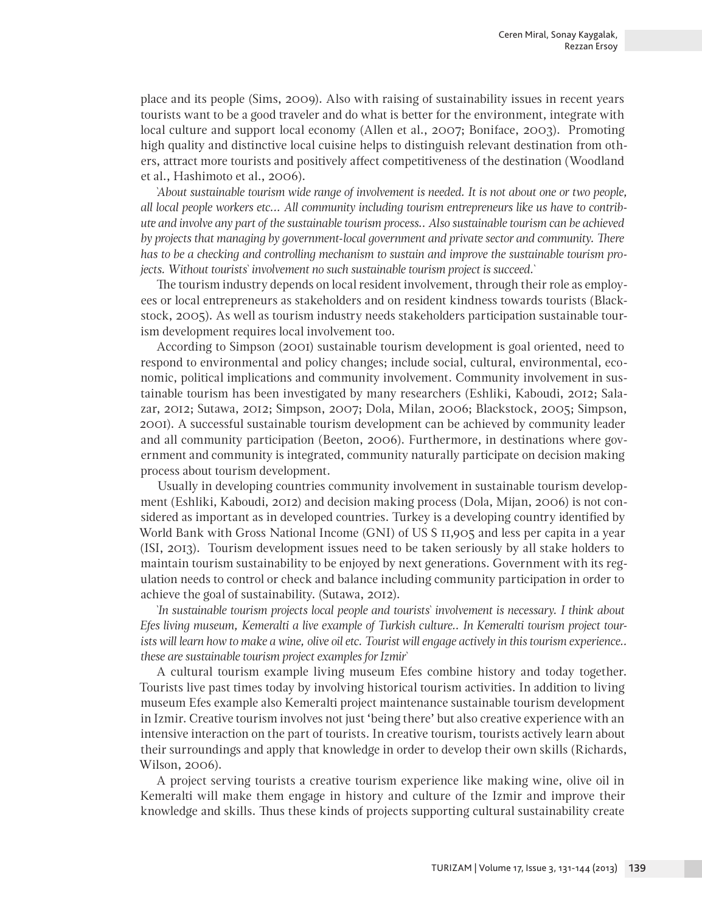place and its people (Sims, 2009). Also with raising of sustainability issues in recent years tourists want to be a good traveler and do what is better for the environment, integrate with local culture and support local economy (Allen et al., 2007; Boniface, 2003). Promoting high quality and distinctive local cuisine helps to distinguish relevant destination from others, attract more tourists and positively affect competitiveness of the destination (Woodland et al., Hashimoto et al., 2006).

*`About sustainable tourism wide range of involvement is needed. It is not about one or two people, all local people workers etc... All community including tourism entrepreneurs like us have to contribute and involve any part of the sustainable tourism process.. Also sustainable tourism can be achieved by projects that managing by government-local government and private sector and community. There has to be a checking and controlling mechanism to sustain and improve the sustainable tourism projects. Without tourists` involvement no such sustainable tourism project is succeed.`*

The tourism industry depends on local resident involvement, through their role as employees or local entrepreneurs as stakeholders and on resident kindness towards tourists (Blackstock, 2005). As well as tourism industry needs stakeholders participation sustainable tourism development requires local involvement too.

According to Simpson (2001) sustainable tourism development is goal oriented, need to respond to environmental and policy changes; include social, cultural, environmental, economic, political implications and community involvement. Community involvement in sustainable tourism has been investigated by many researchers (Eshliki, Kaboudi, 2012; Salazar, 2012; Sutawa, 2012; Simpson, 2007; Dola, Milan, 2006; Blackstock, 2005; Simpson, 2001). A successful sustainable tourism development can be achieved by community leader and all community participation (Beeton, 2006). Furthermore, in destinations where government and community is integrated, community naturally participate on decision making process about tourism development.

Usually in developing countries community involvement in sustainable tourism development (Eshliki, Kaboudi, 2012) and decision making process (Dola, Mijan, 2006) is not considered as important as in developed countries. Turkey is a developing country identified by World Bank with Gross National Income (GNI) of US $ 11,905 and less per capita in a year (ISI, 2013). Tourism development issues need to be taken seriously by all stake holders to maintain tourism sustainability to be enjoyed by next generations. Government with its regulation needs to control or check and balance including community participation in order to achieve the goal of sustainability. (Sutawa, 2012).

*`In sustainable tourism projects local people and tourists` involvement is necessary. I think about Efes living museum, Kemeralti a live example of Turkish culture.. In Kemeralti tourism project tourists will learn how to make a wine, olive oil etc. Tourist will engage actively in this tourism experience.. these are sustainable tourism project examples for Izmir`*

A cultural tourism example living museum Efes combine history and today together. Tourists live past times today by involving historical tourism activities. In addition to living museum Efes example also Kemeralti project maintenance sustainable tourism development in Izmir. Creative tourism involves not just 'being there' but also creative experience with an intensive interaction on the part of tourists. In creative tourism, tourists actively learn about their surroundings and apply that knowledge in order to develop their own skills (Richards, Wilson, 2006).

A project serving tourists a creative tourism experience like making wine, olive oil in Kemeralti will make them engage in history and culture of the Izmir and improve their knowledge and skills. Thus these kinds of projects supporting cultural sustainability create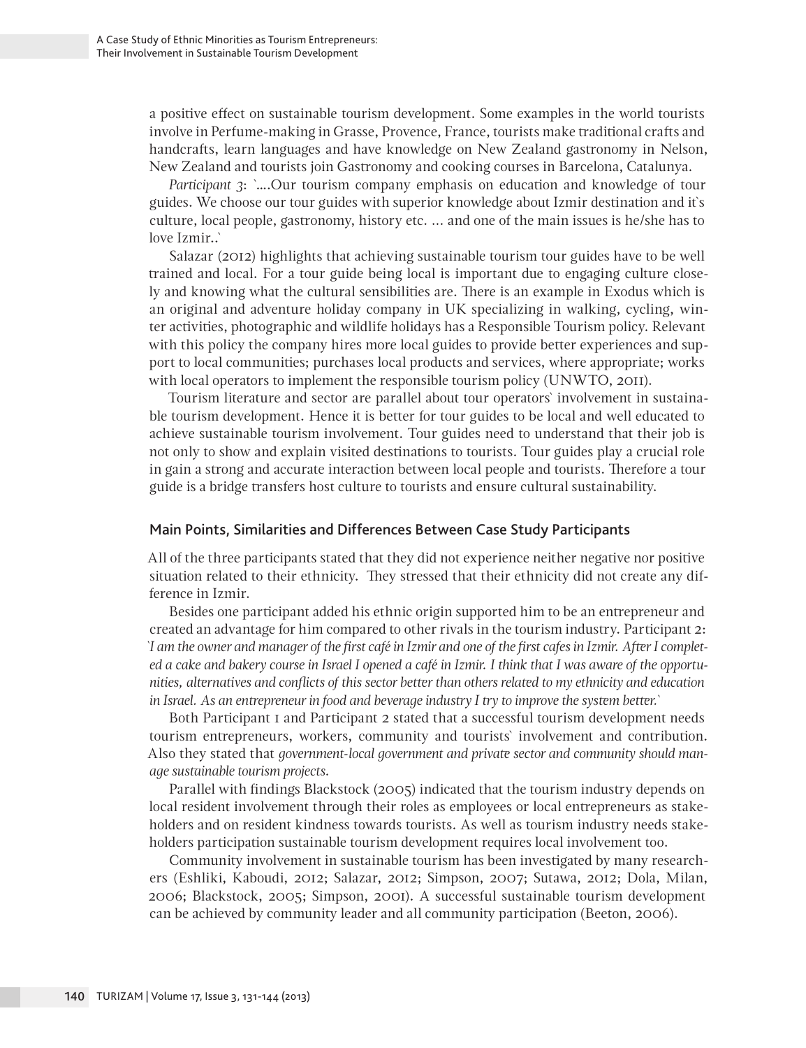a positive effect on sustainable tourism development. Some examples in the world tourists involve in Perfume-making in Grasse, Provence, France, tourists make traditional crafts and handcrafts, learn languages and have knowledge on New Zealand gastronomy in Nelson, New Zealand and tourists join Gastronomy and cooking courses in Barcelona, Catalunya.

*Participant 3*: `....Our tourism company emphasis on education and knowledge of tour guides. We choose our tour guides with superior knowledge about Izmir destination and it`s culture, local people, gastronomy, history etc. ... and one of the main issues is he/she has to love Izmir..`

Salazar (2012) highlights that achieving sustainable tourism tour guides have to be well trained and local. For a tour guide being local is important due to engaging culture closely and knowing what the cultural sensibilities are. There is an example in Exodus which is an original and adventure holiday company in UK specializing in walking, cycling, winter activities, photographic and wildlife holidays has a Responsible Tourism policy. Relevant with this policy the company hires more local guides to provide better experiences and support to local communities; purchases local products and services, where appropriate; works with local operators to implement the responsible tourism policy (UNWTO, 2011).

Tourism literature and sector are parallel about tour operators` involvement in sustainable tourism development. Hence it is better for tour guides to be local and well educated to achieve sustainable tourism involvement. Tour guides need to understand that their job is not only to show and explain visited destinations to tourists. Tour guides play a crucial role in gain a strong and accurate interaction between local people and tourists. Therefore a tour guide is a bridge transfers host culture to tourists and ensure cultural sustainability.

## Main Points, Similarities and Differences Between Case Study Participants

All of the three participants stated that they did not experience neither negative nor positive situation related to their ethnicity. They stressed that their ethnicity did not create any difference in Izmir.

Besides one participant added his ethnic origin supported him to be an entrepreneur and created an advantage for him compared to other rivals in the tourism industry. Participant 2: *`I am the owner and manager of the first café in Izmir and one of the first cafes in Izmir. After I completed a cake and bakery course in Israel I opened a café in Izmir. I think that I was aware of the opportunities, alternatives and conflicts of this sector better than others related to my ethnicity and education in Israel. As an entrepreneur in food and beverage industry I try to improve the system better.`*

Both Participant 1 and Participant 2 stated that a successful tourism development needs tourism entrepreneurs, workers, community and tourists` involvement and contribution. Also they stated that *government-local government and private sector and community should manage sustainable tourism projects.*

Parallel with findings Blackstock (2005) indicated that the tourism industry depends on local resident involvement through their roles as employees or local entrepreneurs as stakeholders and on resident kindness towards tourists. As well as tourism industry needs stakeholders participation sustainable tourism development requires local involvement too.

Community involvement in sustainable tourism has been investigated by many researchers (Eshliki, Kaboudi, 2012; Salazar, 2012; Simpson, 2007; Sutawa, 2012; Dola, Milan, 2006; Blackstock, 2005; Simpson, 2001). A successful sustainable tourism development can be achieved by community leader and all community participation (Beeton, 2006).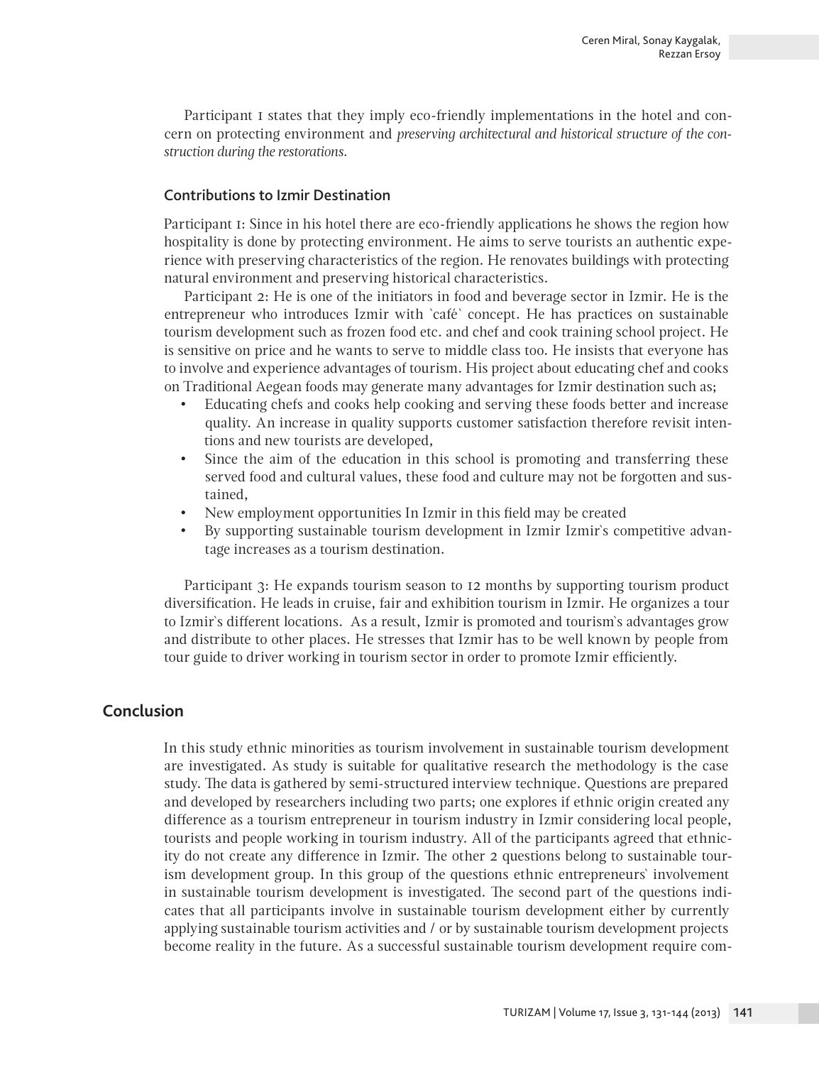Participant 1 states that they imply eco-friendly implementations in the hotel and concern on protecting environment and *preserving architectural and historical structure of the construction during the restorations.*

### Contributions to Izmir Destination

Participant 1: Since in his hotel there are eco-friendly applications he shows the region how hospitality is done by protecting environment. He aims to serve tourists an authentic experience with preserving characteristics of the region. He renovates buildings with protecting natural environment and preserving historical characteristics.

Participant 2: He is one of the initiators in food and beverage sector in Izmir. He is the entrepreneur who introduces Izmir with `café` concept. He has practices on sustainable tourism development such as frozen food etc. and chef and cook training school project. He is sensitive on price and he wants to serve to middle class too. He insists that everyone has to involve and experience advantages of tourism. His project about educating chef and cooks on Traditional Aegean foods may generate many advantages for Izmir destination such as;

- Educating chefs and cooks help cooking and serving these foods better and increase quality. An increase in quality supports customer satisfaction therefore revisit intentions and new tourists are developed,
- Since the aim of the education in this school is promoting and transferring these served food and cultural values, these food and culture may not be forgotten and sustained,
- New employment opportunities In Izmir in this field may be created
- By supporting sustainable tourism development in Izmir Izmir`s competitive advantage increases as a tourism destination.

Participant 3: He expands tourism season to 12 months by supporting tourism product diversification. He leads in cruise, fair and exhibition tourism in Izmir. He organizes a tour to Izmir`s different locations. As a result, Izmir is promoted and tourism`s advantages grow and distribute to other places. He stresses that Izmir has to be well known by people from tour guide to driver working in tourism sector in order to promote Izmir efficiently.

## Conclusion

In this study ethnic minorities as tourism involvement in sustainable tourism development are investigated. As study is suitable for qualitative research the methodology is the case study. The data is gathered by semi-structured interview technique. Questions are prepared and developed by researchers including two parts; one explores if ethnic origin created any difference as a tourism entrepreneur in tourism industry in Izmir considering local people, tourists and people working in tourism industry. All of the participants agreed that ethnicity do not create any difference in Izmir. The other 2 questions belong to sustainable tourism development group. In this group of the questions ethnic entrepreneurs` involvement in sustainable tourism development is investigated. The second part of the questions indicates that all participants involve in sustainable tourism development either by currently applying sustainable tourism activities and / or by sustainable tourism development projects become reality in the future. As a successful sustainable tourism development require com-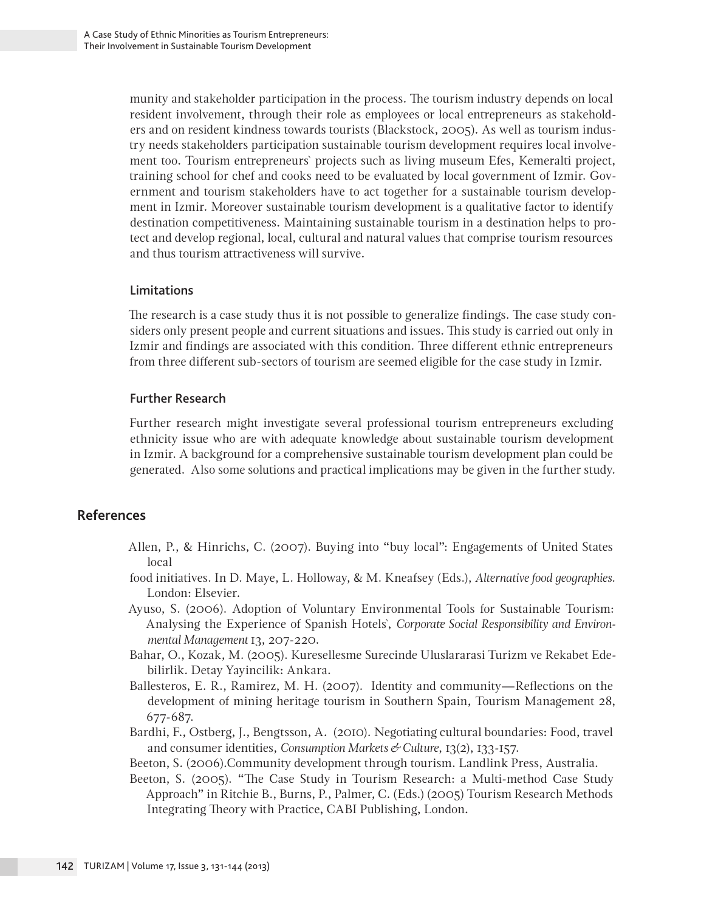munity and stakeholder participation in the process. The tourism industry depends on local resident involvement, through their role as employees or local entrepreneurs as stakeholders and on resident kindness towards tourists (Blackstock, 2005). As well as tourism industry needs stakeholders participation sustainable tourism development requires local involvement too. Tourism entrepreneurs` projects such as living museum Efes, Kemeralti project, training school for chef and cooks need to be evaluated by local government of Izmir. Government and tourism stakeholders have to act together for a sustainable tourism development in Izmir. Moreover sustainable tourism development is a qualitative factor to identify destination competitiveness. Maintaining sustainable tourism in a destination helps to protect and develop regional, local, cultural and natural values that comprise tourism resources and thus tourism attractiveness will survive.

### Limitations

The research is a case study thus it is not possible to generalize findings. The case study considers only present people and current situations and issues. This study is carried out only in Izmir and findings are associated with this condition. Three different ethnic entrepreneurs from three different sub-sectors of tourism are seemed eligible for the case study in Izmir.

### Further Research

Further research might investigate several professional tourism entrepreneurs excluding ethnicity issue who are with adequate knowledge about sustainable tourism development in Izmir. A background for a comprehensive sustainable tourism development plan could be generated. Also some solutions and practical implications may be given in the further study.

## References

Allen, P., & Hinrichs, C. (2007). Buying into "buy local": Engagements of United States local

food initiatives. In D. Maye, L. Holloway, & M. Kneafsey (Eds.), *Alternative food geographies*. London: Elsevier.

Ayuso, S. (2006). Adoption of Voluntary Environmental Tools for Sustainable Tourism: Analysing the Experience of Spanish Hotels`, *Corporate Social Responsibility and Environmental Management* 13, 207-220.

Bahar, O., Kozak, M. (2005). Kuresellesme Surecinde Uluslararasi Turizm ve Rekabet Edebilirlik. Detay Yayincilik: Ankara.

Ballesteros, E. R., Ramirez, M. H. (2007). Identity and community—Reflections on the development of mining heritage tourism in Southern Spain, Tourism Management 28, 677-687.

Bardhi, F., Ostberg, J., Bengtsson, A. (2010). Negotiating cultural boundaries: Food, travel and consumer identities, *Consumption Markets & Culture*, 13(2), 133-157.

Beeton, S. (2006).Community development through tourism. Landlink Press, Australia.

Beeton, S. (2005). "The Case Study in Tourism Research: a Multi-method Case Study Approach" in Ritchie B., Burns, P., Palmer, C. (Eds.) (2005) Tourism Research Methods Integrating Theory with Practice, CABI Publishing, London.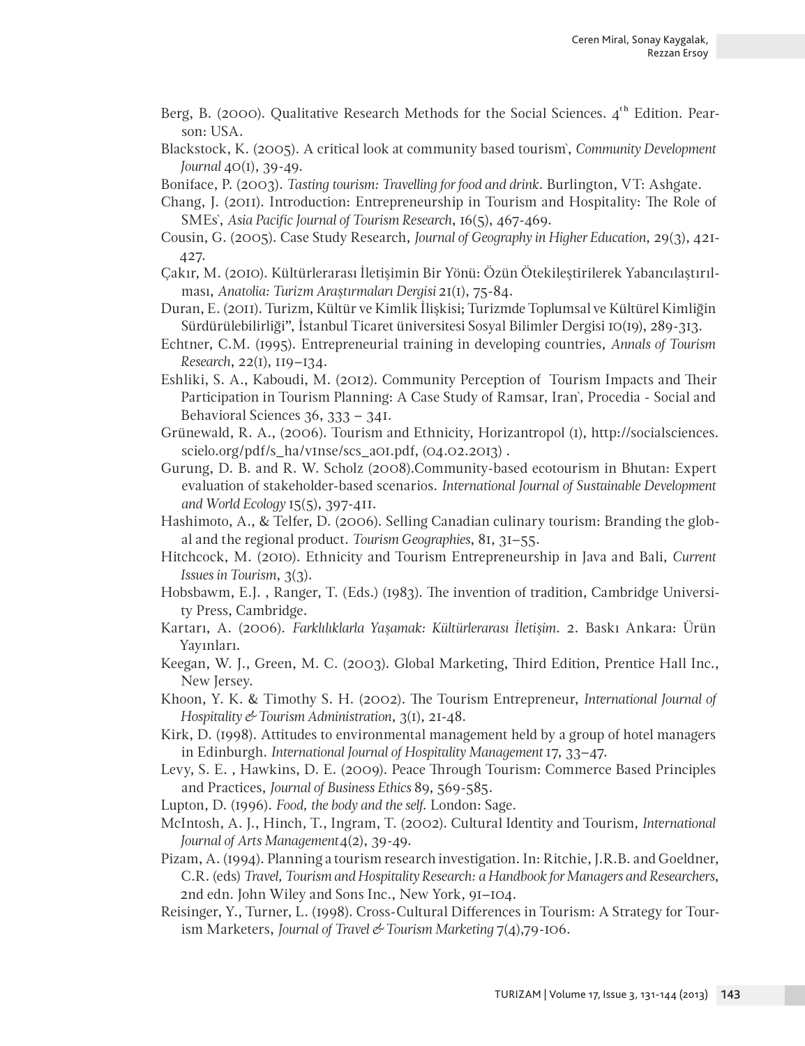Berg, B. (2000). Qualitative Research Methods for the Social Sciences. 4th Edition. Pearson: USA.

Blackstock, K. (2005). A critical look at community based tourism`, *Community Development Journal* 40(1), 39-49.

Boniface, P. (2003). *Tasting tourism: Travelling for food and drink*. Burlington, VT: Ashgate.

Chang, J. (2011). Introduction: Entrepreneurship in Tourism and Hospitality: The Role of SMEs`, *Asia Pacific Journal of Tourism Research*, 16(5), 467-469.

Cousin, G. (2005). Case Study Research, *Journal of Geography in Higher Education*, 29(3), 421-427.

Çakır, M. (2010). Kültürlerarası İletişimin Bir Yönü: Özün Ötekileştirilerek Yabancılaştırılması, *Anatolia: Turizm Araştırmaları Dergisi* 21(1), 75-84.

Duran, E. (2011). Turizm, Kültür ve Kimlik İlişkisi; Turizmde Toplumsal ve Kültürel Kimliğin Sürdürülebilirliği", İstanbul Ticaret üniversitesi Sosyal Bilimler Dergisi 10(19), 289-313.

Echtner, C.M. (1995). Entrepreneurial training in developing countries, *Annals of Tourism Research*, 22(1), 119–134.

Eshliki, S. A., Kaboudi, M. (2012). Community Perception of Tourism Impacts and Their Participation in Tourism Planning: A Case Study of Ramsar, Iran`, Procedia - Social and Behavioral Sciences 36, 333 – 341.

Grünewald, R. A., (2006). Tourism and Ethnicity, Horizantropol (1), http://socialsciences.scielo.org/pdf/s_ha/v1nse/scs_a01.pdf, (04.02.2013) .

Gurung, D. B. and R. W. Scholz (2008).Community-based ecotourism in Bhutan: Expert evaluation of stakeholder-based scenarios. *International Journal of Sustainable Development and World Ecology* 15(5), 397-411.

Hashimoto, A., & Telfer, D. (2006). Selling Canadian culinary tourism: Branding the global and the regional product. *Tourism Geographies*, 81, 31–55.

Hitchcock, M. (2010). Ethnicity and Tourism Entrepreneurship in Java and Bali, *Current Issues in Tourism*, 3(3).

Hobsbawm, E.J. , Ranger, T. (Eds.) (1983). The invention of tradition, Cambridge University Press, Cambridge.

Kartarı, A. (2006). *Farklılıklarla Yaşamak: Kültürlerarası İletişim*. 2. Baskı Ankara: Ürün Yayınları.

Keegan, W. J., Green, M. C. (2003). Global Marketing, Third Edition, Prentice Hall Inc., New Jersey.

Khoon, Y. K. & Timothy S. H. (2002). The Tourism Entrepreneur, *International Journal of Hospitality & Tourism Administration*, 3(1), 21-48.

Kirk, D. (1998). Attitudes to environmental management held by a group of hotel managers in Edinburgh. *International Journal of Hospitality Management* 17, 33–47.

Levy, S. E. , Hawkins, D. E. (2009). Peace Through Tourism: Commerce Based Principles and Practices, *Journal of Business Ethics* 89, 569-585.

Lupton, D. (1996). *Food, the body and the self*. London: Sage.

McIntosh, A. J., Hinch, T., Ingram, T. (2002). Cultural Identity and Tourism, *International Journal of Arts Management* 4(2), 39-49.

Pizam, A. (1994). Planning a tourism research investigation. In: Ritchie, J.R.B. and Goeldner, C.R. (eds) *Travel, Tourism and Hospitality Research: a Handbook for Managers and Researchers*, 2nd edn. John Wiley and Sons Inc., New York, 91–104.

Reisinger, Y., Turner, L. (1998). Cross-Cultural Differences in Tourism: A Strategy for Tourism Marketers, *Journal of Travel & Tourism Marketing* 7(4),79-106.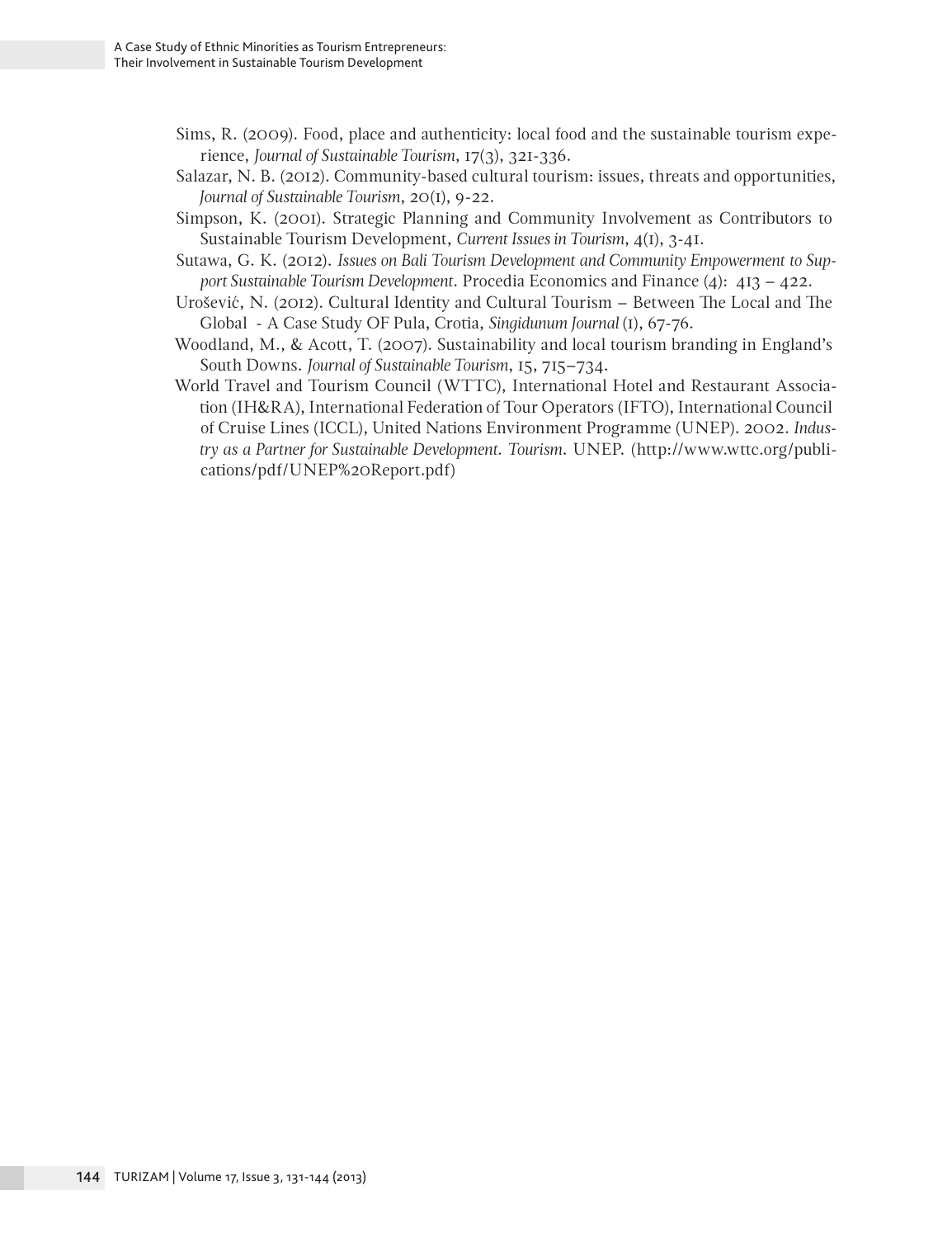Sims, R. (2009). Food, place and authenticity: local food and the sustainable tourism experience, *Journal of Sustainable Tourism*, 17(3), 321-336.

Salazar, N. B. (2012). Community-based cultural tourism: issues, threats and opportunities, *Journal of Sustainable Tourism*, 20(1), 9-22.

Simpson, K. (2001). Strategic Planning and Community Involvement as Contributors to Sustainable Tourism Development, *Current Issues in Tourism*, 4(1), 3-41.

Sutawa, G. K. (2012). *Issues on Bali Tourism Development and Community Empowerment to Support Sustainable Tourism Development*. Procedia Economics and Finance (4): 413 – 422.

Urošević, N. (2012). Cultural Identity and Cultural Tourism – Between The Local and The Global - A Case Study OF Pula, Crotia, *Singidunum Journal* (1), 67-76.

Woodland, M., & Acott, T. (2007). Sustainability and local tourism branding in England's South Downs. *Journal of Sustainable Tourism*, 15, 715–734.

World Travel and Tourism Council (WTTC), International Hotel and Restaurant Association (IH&RA), International Federation of Tour Operators (IFTO), International Council of Cruise Lines (ICCL), United Nations Environment Programme (UNEP). 2002. *Industry as a Partner for Sustainable Development. Tourism*. UNEP. (http://www.wttc.org/publications/pdf/UNEP%20Report.pdf)